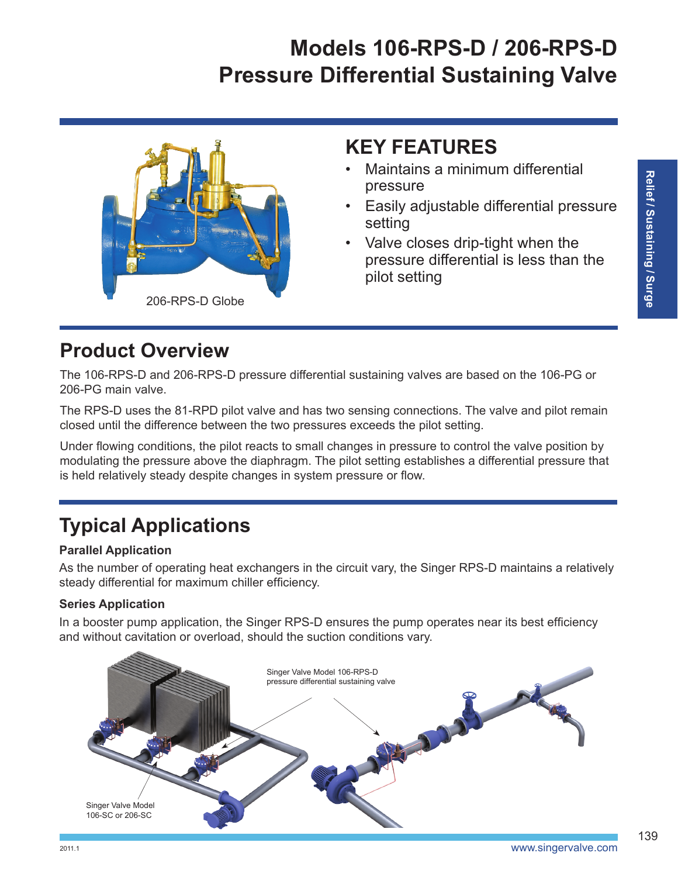# Models 106-RPS-D / 206-RPS-D
# Pressure Differential Sustaining Valve

206-RPS-D Globe

## KEY FEATURES

- Maintains a minimum differential pressure
- Easily adjustable differential pressure setting
- Valve closes drip-tight when the pressure differential is less than the pilot setting

## Product Overview

The 106-RPS-D and 206-RPS-D pressure differential sustaining valves are based on the 106-PG or 206-PG main valve.

The RPS-D uses the 81-RPD pilot valve and has two sensing connections. The valve and pilot remain closed until the difference between the two pressures exceeds the pilot setting.

Under flowing conditions, the pilot reacts to small changes in pressure to control the valve position by modulating the pressure above the diaphragm. The pilot setting establishes a differential pressure that is held relatively steady despite changes in system pressure or flow.

## Typical Applications

### Parallel Application

As the number of operating heat exchangers in the circuit vary, the Singer RPS-D maintains a relatively steady differential for maximum chiller efficiency.

### Series Application

In a booster pump application, the Singer RPS-D ensures the pump operates near its best efficiency and without cavitation or overload, should the suction conditions vary.

Singer Valve Model 106-RPS-D pressure differential sustaining valve

Singer Valve Model 106-SC or 206-SC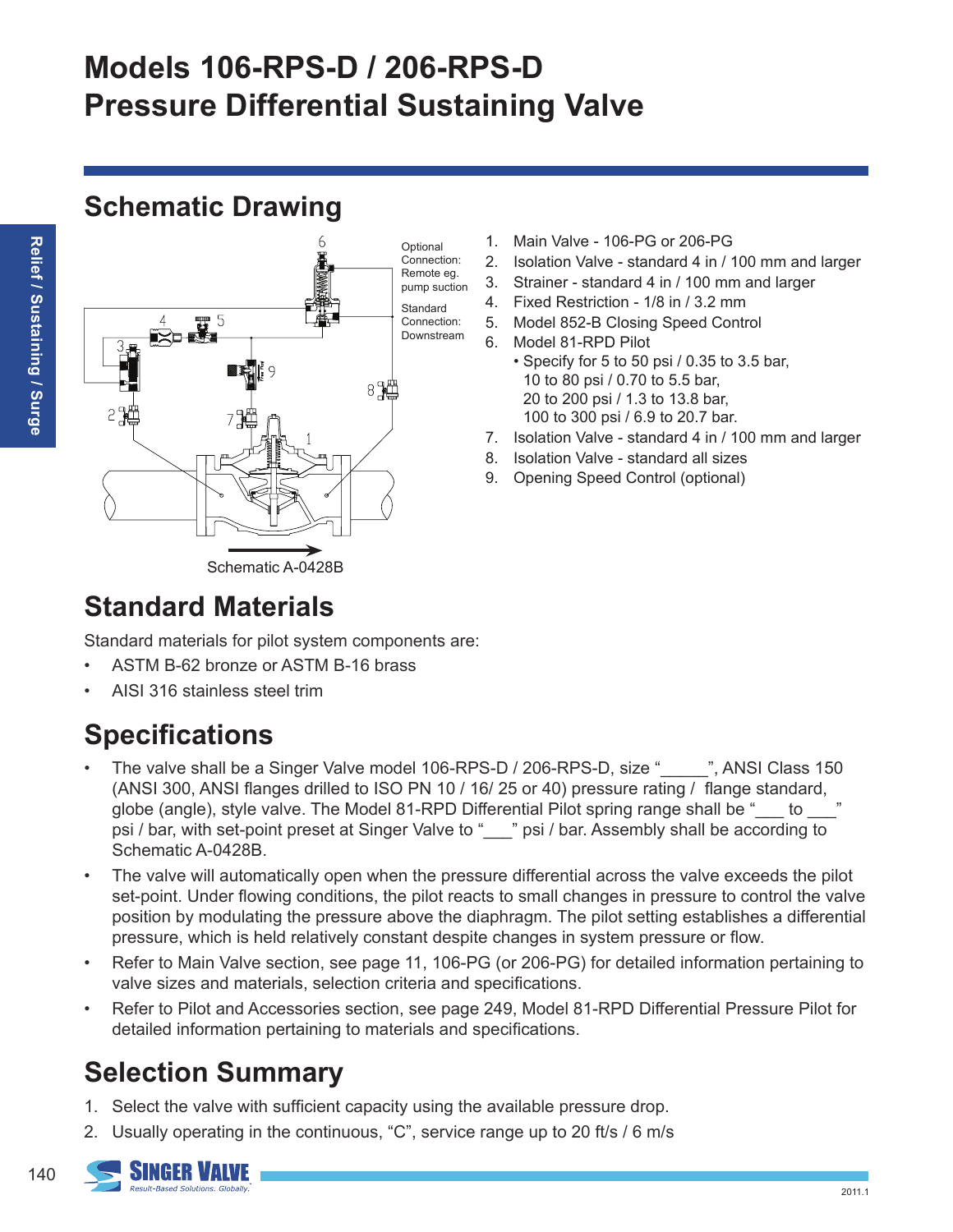# Models 106-RPS-D / 206-RPS-D
# Pressure Differential Sustaining Valve

## Schematic Drawing

Optional Connection: Remote eg. pump suction

Standard Connection: Downstream

Schematic A-0428B

1. Main Valve - 106-PG or 206-PG
2. Isolation Valve - standard 4 in / 100 mm and larger
3. Strainer - standard 4 in / 100 mm and larger
4. Fixed Restriction - 1/8 in / 3.2 mm
5. Model 852-B Closing Speed Control
6. Model 81-RPD Pilot
   - Specify for 5 to 50 psi / 0.35 to 3.5 bar, 10 to 80 psi / 0.70 to 5.5 bar, 20 to 200 psi / 1.3 to 13.8 bar, 100 to 300 psi / 6.9 to 20.7 bar.
7. Isolation Valve - standard 4 in / 100 mm and larger
8. Isolation Valve - standard all sizes
9. Opening Speed Control (optional)

## Standard Materials

Standard materials for pilot system components are:

- ASTM B-62 bronze or ASTM B-16 brass
- AISI 316 stainless steel trim

## Specifications

- The valve shall be a Singer Valve model 106-RPS-D / 206-RPS-D, size "_____", ANSI Class 150 (ANSI 300, ANSI flanges drilled to ISO PN 10 / 16/ 25 or 40) pressure rating / flange standard, globe (angle), style valve. The Model 81-RPD Differential Pilot spring range shall be "___ to ___" psi / bar, with set-point preset at Singer Valve to "___" psi / bar. Assembly shall be according to Schematic A-0428B.
- The valve will automatically open when the pressure differential across the valve exceeds the pilot set-point. Under flowing conditions, the pilot reacts to small changes in pressure to control the valve position by modulating the pressure above the diaphragm. The pilot setting establishes a differential pressure, which is held relatively constant despite changes in system pressure or flow.
- Refer to Main Valve section, see page 11, 106-PG (or 206-PG) for detailed information pertaining to valve sizes and materials, selection criteria and specifications.
- Refer to Pilot and Accessories section, see page 249, Model 81-RPD Differential Pressure Pilot for detailed information pertaining to materials and specifications.

## Selection Summary

1. Select the valve with sufficient capacity using the available pressure drop.
2. Usually operating in the continuous, "C", service range up to 20 ft/s / 6 m/s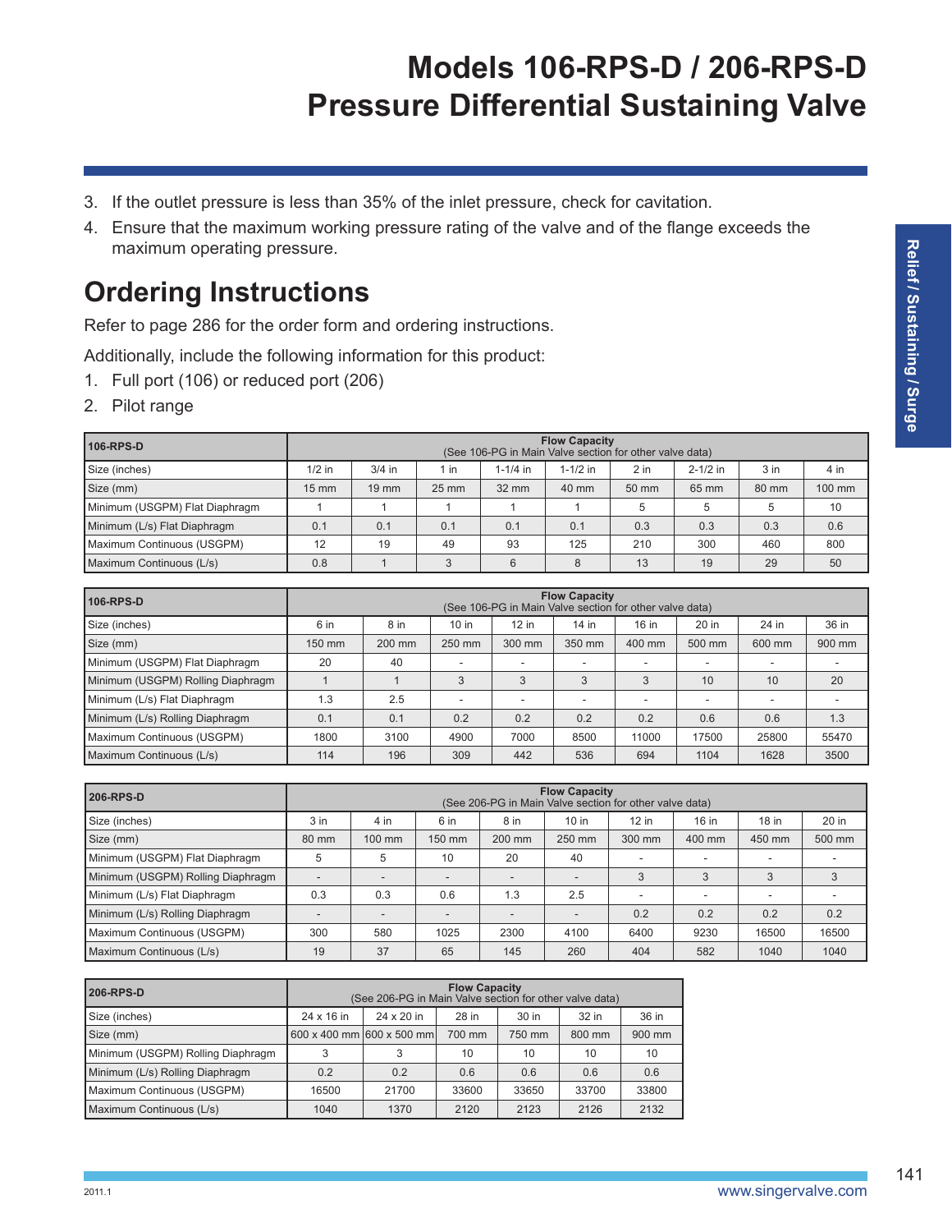# Models 106-RPS-D / 206-RPS-D
# Pressure Differential Sustaining Valve

3. If the outlet pressure is less than 35% of the inlet pressure, check for cavitation.
4. Ensure that the maximum working pressure rating of the valve and of the flange exceeds the maximum operating pressure.

## Ordering Instructions

Refer to page 286 for the order form and ordering instructions.

Additionally, include the following information for this product:

1. Full port (106) or reduced port (206)
2. Pilot range

| **106-RPS-D** | **Flow Capacity** (See 106-PG in Main Valve section for other valve data) | | | | | | | | |
|---|---|---|---|---|---|---|---|---|---|
| Size (inches) | 1/2 in | 3/4 in | 1 in | 1-1/4 in | 1-1/2 in | 2 in | 2-1/2 in | 3 in | 4 in |
| Size (mm) | 15 mm | 19 mm | 25 mm | 32 mm | 40 mm | 50 mm | 65 mm | 80 mm | 100 mm |
| Minimum (USGPM) Flat Diaphragm | 1 | 1 | 1 | 1 | 1 | 5 | 5 | 5 | 10 |
| Minimum (L/s) Flat Diaphragm | 0.1 | 0.1 | 0.1 | 0.1 | 0.1 | 0.3 | 0.3 | 0.3 | 0.6 |
| Maximum Continuous (USGPM) | 12 | 19 | 49 | 93 | 125 | 210 | 300 | 460 | 800 |
| Maximum Continuous (L/s) | 0.8 | 1 | 3 | 6 | 8 | 13 | 19 | 29 | 50 |

| **106-RPS-D** | **Flow Capacity** (See 106-PG in Main Valve section for other valve data) | | | | | | | | |
|---|---|---|---|---|---|---|---|---|---|
| Size (inches) | 6 in | 8 in | 10 in | 12 in | 14 in | 16 in | 20 in | 24 in | 36 in |
| Size (mm) | 150 mm | 200 mm | 250 mm | 300 mm | 350 mm | 400 mm | 500 mm | 600 mm | 900 mm |
| Minimum (USGPM) Flat Diaphragm | 20 | 40 | - | - | - | - | - | - | - |
| Minimum (USGPM) Rolling Diaphragm | 1 | 1 | 3 | 3 | 3 | 3 | 10 | 10 | 20 |
| Minimum (L/s) Flat Diaphragm | 1.3 | 2.5 | - | - | - | - | - | - | - |
| Minimum (L/s) Rolling Diaphragm | 0.1 | 0.1 | 0.2 | 0.2 | 0.2 | 0.2 | 0.6 | 0.6 | 1.3 |
| Maximum Continuous (USGPM) | 1800 | 3100 | 4900 | 7000 | 8500 | 11000 | 17500 | 25800 | 55470 |
| Maximum Continuous (L/s) | 114 | 196 | 309 | 442 | 536 | 694 | 1104 | 1628 | 3500 |

| **206-RPS-D** | **Flow Capacity** (See 206-PG in Main Valve section for other valve data) | | | | | | | | |
|---|---|---|---|---|---|---|---|---|---|
| Size (inches) | 3 in | 4 in | 6 in | 8 in | 10 in | 12 in | 16 in | 18 in | 20 in |
| Size (mm) | 80 mm | 100 mm | 150 mm | 200 mm | 250 mm | 300 mm | 400 mm | 450 mm | 500 mm |
| Minimum (USGPM) Flat Diaphragm | 5 | 5 | 10 | 20 | 40 | - | - | - | - |
| Minimum (USGPM) Rolling Diaphragm | - | - | - | - | - | 3 | 3 | 3 | 3 |
| Minimum (L/s) Flat Diaphragm | 0.3 | 0.3 | 0.6 | 1.3 | 2.5 | - | - | - | - |
| Minimum (L/s) Rolling Diaphragm | - | - | - | - | - | 0.2 | 0.2 | 0.2 | 0.2 |
| Maximum Continuous (USGPM) | 300 | 580 | 1025 | 2300 | 4100 | 6400 | 9230 | 16500 | 16500 |
| Maximum Continuous (L/s) | 19 | 37 | 65 | 145 | 260 | 404 | 582 | 1040 | 1040 |

| **206-RPS-D** | **Flow Capacity** (See 206-PG in Main Valve section for other valve data) | | | | | |
|---|---|---|---|---|---|---|
| Size (inches) | 24 x 16 in | 24 x 20 in | 28 in | 30 in | 32 in | 36 in |
| Size (mm) | 600 x 400 mm | 600 x 500 mm | 700 mm | 750 mm | 800 mm | 900 mm |
| Minimum (USGPM) Rolling Diaphragm | 3 | 3 | 10 | 10 | 10 | 10 |
| Minimum (L/s) Rolling Diaphragm | 0.2 | 0.2 | 0.6 | 0.6 | 0.6 | 0.6 |
| Maximum Continuous (USGPM) | 16500 | 21700 | 33600 | 33650 | 33700 | 33800 |
| Maximum Continuous (L/s) | 1040 | 1370 | 2120 | 2123 | 2126 | 2132 |